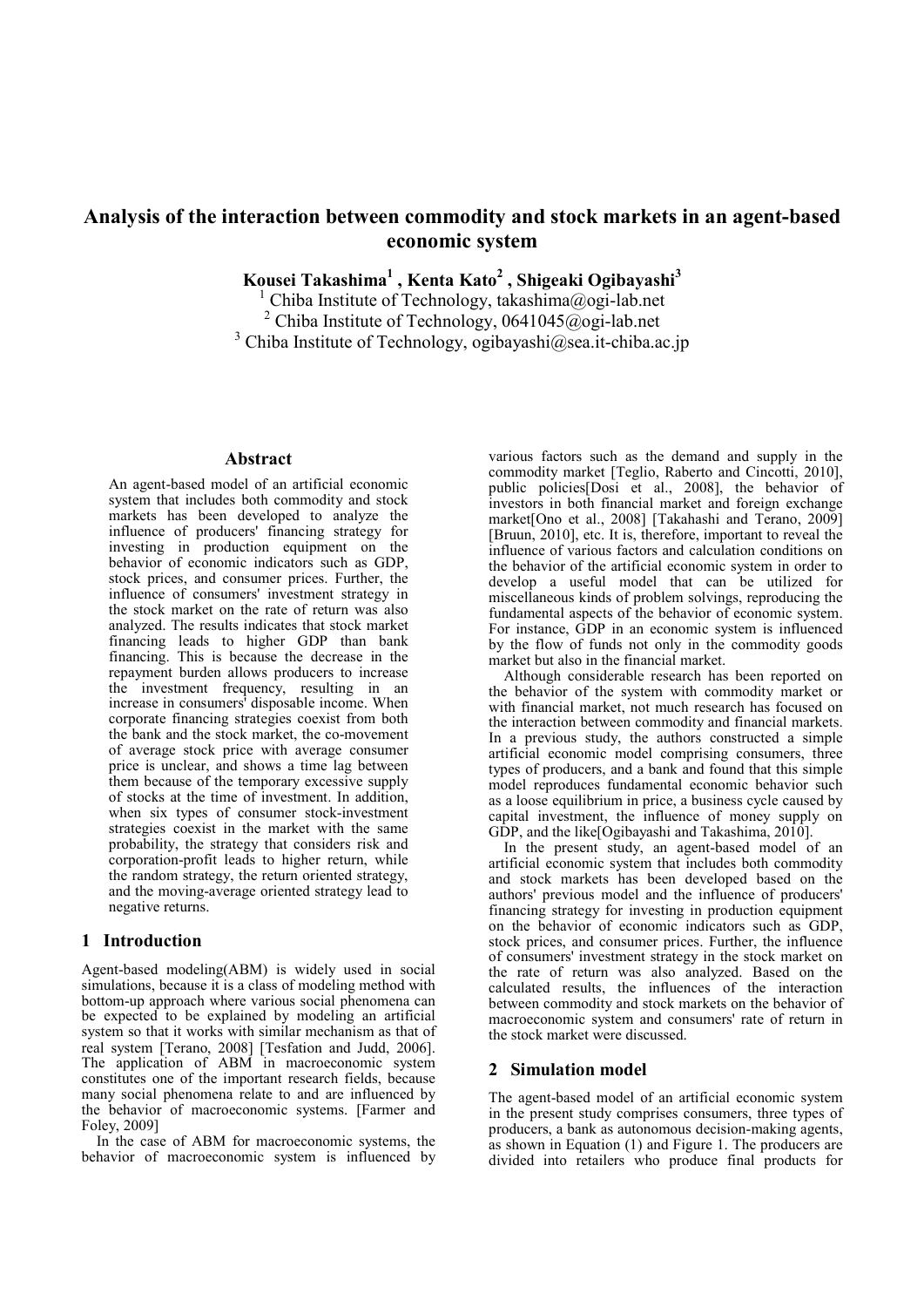# Analysis of the interaction between commodity and stock markets in an agent-based economic system

**Kousei Takashima[1] , Kenta Kato[2] , Shigeaki Ogibayashi[3]**

[1] Chiba Institute of Technology, takashima@ogi-lab.net
[2] Chiba Institute of Technology, 0641045@ogi-lab.net
[3] Chiba Institute of Technology, ogibayashi@sea.it-chiba.ac.jp

## Abstract

An agent-based model of an artificial economic system that includes both commodity and stock markets has been developed to analyze the influence of producers' financing strategy for investing in production equipment on the behavior of economic indicators such as GDP, stock prices, and consumer prices. Further, the influence of consumers' investment strategy in the stock market on the rate of return was also analyzed. The results indicates that stock market financing leads to higher GDP than bank financing. This is because the decrease in the repayment burden allows producers to increase the investment frequency, resulting in an increase in consumers' disposable income. When corporate financing strategies coexist from both the bank and the stock market, the co-movement of average stock price with average consumer price is unclear, and shows a time lag between them because of the temporary excessive supply of stocks at the time of investment. In addition, when six types of consumer stock-investment strategies coexist in the market with the same probability, the strategy that considers risk and corporation-profit leads to higher return, while the random strategy, the return oriented strategy, and the moving-average oriented strategy lead to negative returns.

## 1 Introduction

Agent-based modeling(ABM) is widely used in social simulations, because it is a class of modeling method with bottom-up approach where various social phenomena can be expected to be explained by modeling an artificial system so that it works with similar mechanism as that of real system [Terano, 2008] [Tesfation and Judd, 2006]. The application of ABM in macroeconomic system constitutes one of the important research fields, because many social phenomena relate to and are influenced by the behavior of macroeconomic systems. [Farmer and Foley, 2009]

In the case of ABM for macroeconomic systems, the behavior of macroeconomic system is influenced by various factors such as the demand and supply in the commodity market [Teglio, Roberto and Cincotti, 2010], public policies[Dosi et al., 2008], the behavior of investors in both financial market and foreign exchange market[Ono et al., 2008] [Takahashi and Terano, 2009] [Bruun, 2010], etc. It is, therefore, important to reveal the influence of various factors and calculation conditions on the behavior of the artificial economic system in order to develop a useful model that can be utilized for miscellaneous kinds of problem solvings, reproducing the fundamental aspects of the behavior of economic system. For instance, GDP in an economic system is influenced by the flow of funds not only in the commodity goods market but also in the financial market.

Although considerable research has been reported on the behavior of the system with commodity market or with financial market, not much research has focused on the interaction between commodity and financial markets. In a previous study, the authors constructed a simple artificial economic model comprising consumers, three types of producers, and a bank and found that this simple model reproduces fundamental economic behavior such as a loose equilibrium in price, a business cycle caused by capital investment, the influence of money supply on GDP, and the like[Ogibayashi and Takashima, 2010].

In the present study, an agent-based model of an artificial economic system that includes both commodity and stock markets has been developed based on the authors' previous model and the influence of producers' financing strategy for investing in production equipment on the behavior of economic indicators such as GDP, stock prices, and consumer prices. Further, the influence of consumers' investment strategy in the stock market on the rate of return was also analyzed. Based on the calculated results, the influences of the interaction between commodity and stock markets on the behavior of macroeconomic system and consumers' rate of return in the stock market were discussed.

## 2 Simulation model

The agent-based model of an artificial economic system in the present study comprises consumers, three types of producers, a bank as autonomous decision-making agents, as shown in Equation (1) and Figure 1. The producers are divided into retailers who produce final products for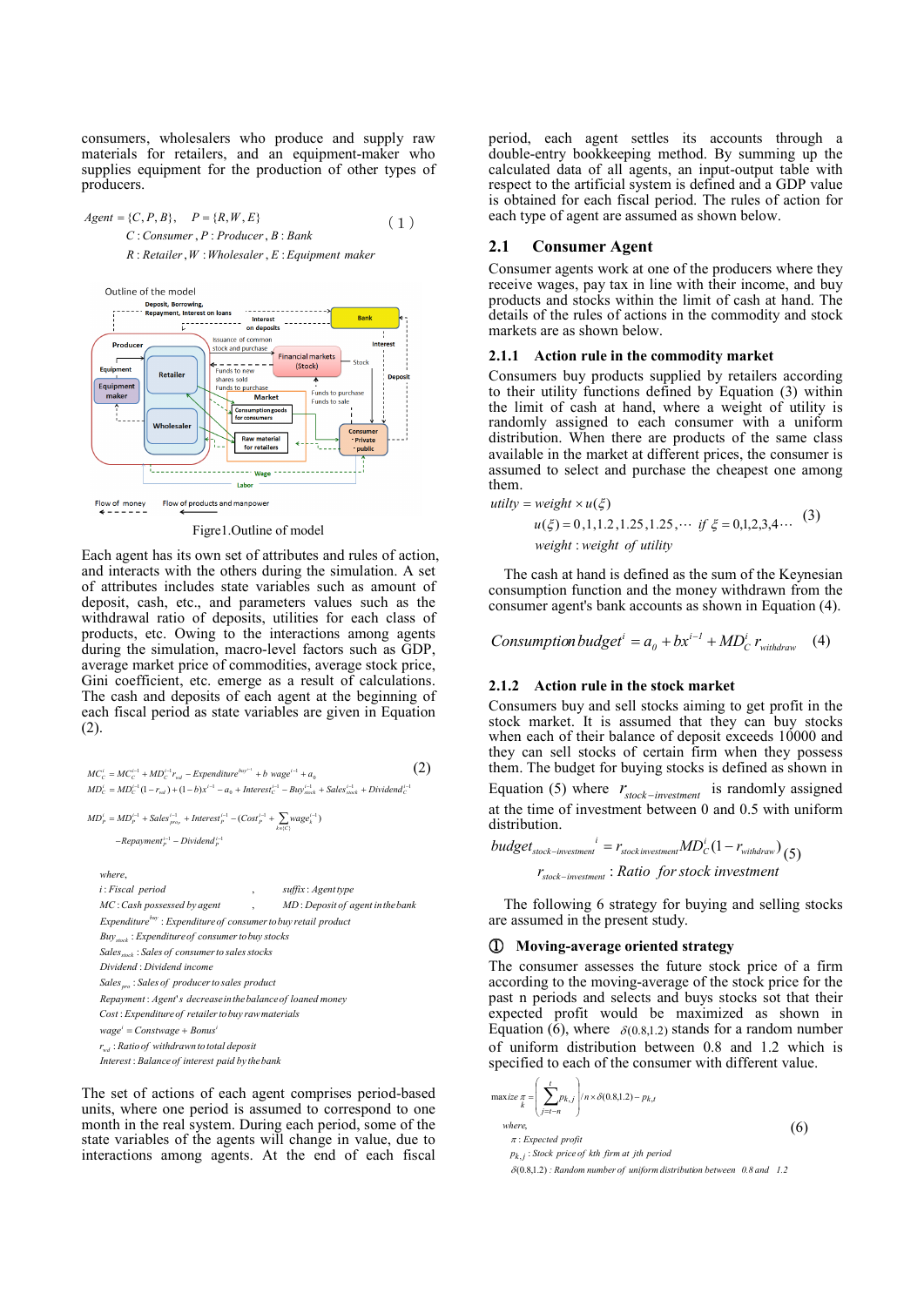consumers, wholesalers who produce and supply raw materials for retailers, and an equipment-maker who supplies equipment for the production of other types of producers.

$$Agent = \{C, P, B\}, \quad P = \{R, W, E\} \tag{1}$$
$$C: Consumer, P: Producer, B: Bank$$
$$R: Retailer, W: Wholesaler, E: Equipment\ maker$$

Figre1.Outline of model

Each agent has its own set of attributes and rules of action, and interacts with the others during the simulation. A set of attributes includes state variables such as amount of deposit, cash, etc., and parameters values such as the withdrawal ratio of deposits, utilities for each class of products, etc. Owing to the interactions among agents during the simulation, macro-level factors such as GDP, average market price of commodities, average stock price, Gini coefficient, etc. emerge as a result of calculations. The cash and deposits of each agent at the beginning of each fiscal period as state variables are given in Equation (2).

$$MC_C^i = MC_C^{i-1} + MD_C^{i-1} r_{wd} - Expenditure^{buy^{i-1}} + b\ wage^{i-1} + a_0 \tag{2}$$
$$MD_C^i = MD_C^{i-1}(1-r_{wd}) + (1-b)x^{i-1} - a_0 + Interest_C^{i-1} - Buy_{stock}^{i-1} + Sales_{stock}^{i-1} + Dividend_C^{i-1}$$

$$MD_P^i = MD_P^{i-1} + Sales_{pro_P}^{i-1} + Interest_P^{i-1} - (Cost_P^{i-1} + \sum_{k \in \{C\}} wage_k^{i-1})$$
$$-Repayment_P^{i-1} - Dividend_P^{i-1}$$

where,

$i$ : Fiscal period , suffix : Agent type

$MC$ : Cash possessed by agent , $MD$ : Deposit of agent in the bank

$Expenditure^{buy}$ : Expenditure of consumer to buy retail product

$Buy_{stock}$ : Expenditure of consumer to buy stocks

$Sales_{stock}$ : Sales of consumer to sales stocks

$Dividend$ : Dividend income

$Sales_{pro}$ : Sales of producer to sales product

$Repayment$ : Agent's decrease in the balance of loaned money

$Cost$ : Expenditure of retailer to buy raw materials

$wage^i = Constwage + Bonus^i$

$r_{wd}$ : Ratio of withdrawn to total deposit

$Interest$ : Balance of interest paid by the bank

The set of actions of each agent comprises period-based units, where one period is assumed to correspond to one month in the real system. During each period, some of the state variables of the agents will change in value, due to interactions among agents. At the end of each fiscal period, each agent settles its accounts through a double-entry bookkeeping method. By summing up the calculated data of all agents, an input-output table with respect to the artificial system is defined and a GDP value is obtained for each fiscal period. The rules of action for each type of agent are assumed as shown below.

## 2.1 Consumer Agent

Consumer agents work at one of the producers where they receive wages, pay tax in line with their income, and buy products and stocks within the limit of cash at hand. The details of the rules of actions in the commodity and stock markets are as shown below.

### 2.1.1 Action rule in the commodity market

Consumers buy products supplied by retailers according to their utility functions defined by Equation (3) within the limit of cash at hand, where a weight of utility is randomly assigned to each consumer with a uniform distribution. When there are products of the same class available in the market at different prices, the consumer is assumed to select and purchase the cheapest one among them.

$$utilty = weight \times u(\xi) \tag{3}$$
$$u(\xi) = 0, 1, 1.2, 1.25, 1.25, \cdots \quad if\ \xi = 0,1,2,3,4 \cdots$$
$$weight : weight\ \ of\ utility$$

The cash at hand is defined as the sum of the Keynesian consumption function and the money withdrawn from the consumer agent's bank accounts as shown in Equation (4).

$$Consumption\ budget^i = a_0 + bx^{i-1} + MD_C^i r_{withdraw} \tag{4}$$

### 2.1.2 Action rule in the stock market

Consumers buy and sell stocks aiming to get profit in the stock market. It is assumed that they can buy stocks when each of their balance of deposit exceeds 10000 and they can sell stocks of certain firm when they possess them. The budget for buying stocks is defined as shown in Equation (5) where $r_{stock-investment}$ is randomly assigned at the time of investment between 0 and 0.5 with uniform distribution.

$$budget_{stock-investment}{}^i = r_{stock\ investment} MD_C^i (1 - r_{withdraw}) \tag{5}$$
$$r_{stock-investment} : Ratio\ \ for\ stock\ investment$$

The following 6 strategy for buying and selling stocks are assumed in the present study.

**① Moving-average oriented strategy**

The consumer assesses the future stock price of a firm according to the moving-average of the stock price for the past n periods and selects and buys stocks sot that their expected profit would be maximized as shown in Equation (6), where $\delta(0.8,1.2)$ stands for a random number of uniform distribution between 0.8 and 1.2 which is specified to each of the consumer with different value.

$$\max_k ize\ \pi = \left( \sum_{j=t-n}^{t} p_{k,j} \right) / n \times \delta(0.8,1.2) - p_{k,t} \tag{6}$$

where,

$\pi$ : Expected profit

$p_{k,j}$ : Stock price of kth firm at jth period

$\delta(0.8,1.2)$ : Random number of uniform distribution between 0.8 and 1.2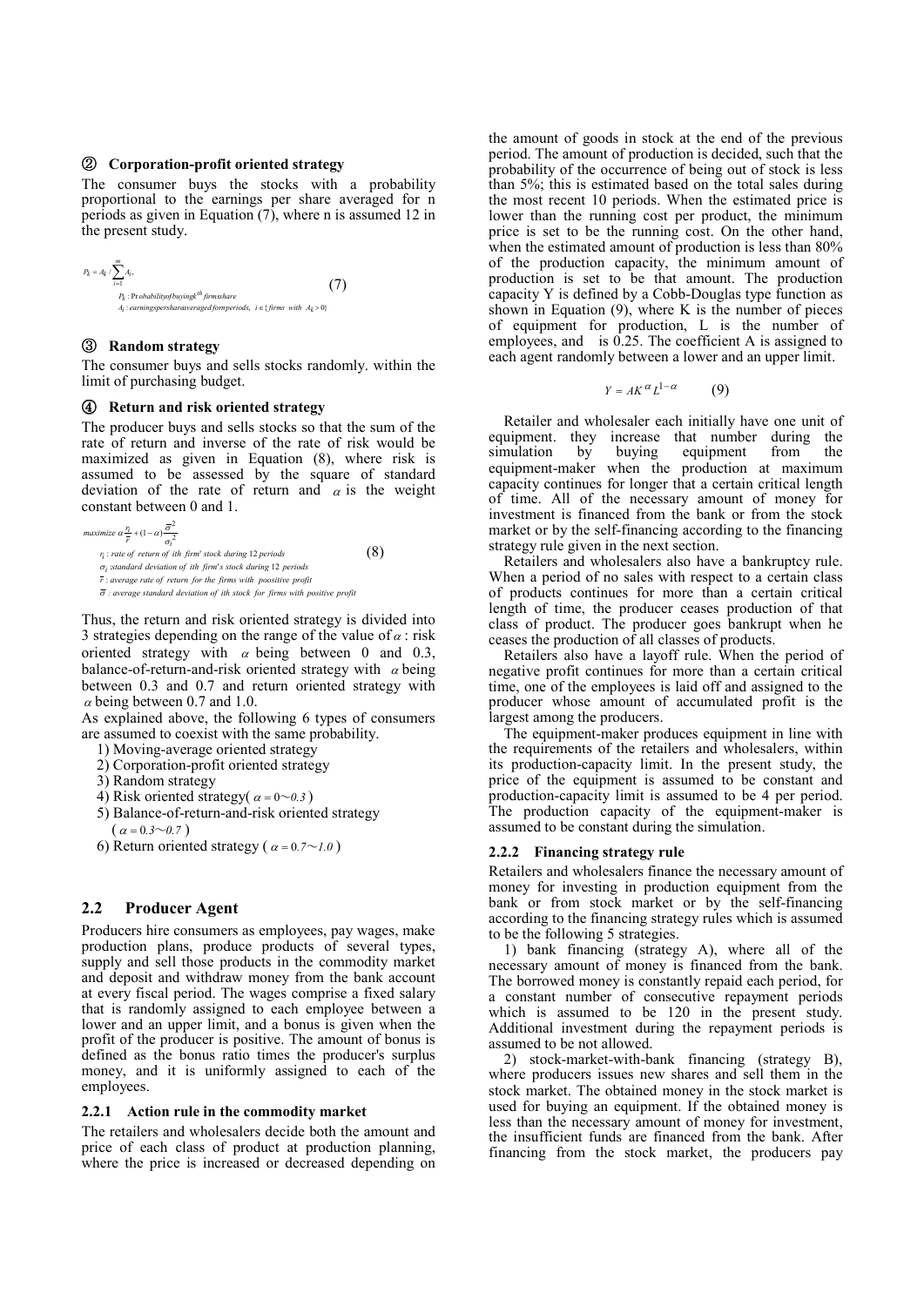### ② Corporation-profit oriented strategy

The consumer buys the stocks with a probability proportional to the earnings per share averaged for n periods as given in Equation (7), where n is assumed 12 in the present study.

$$P_k = A_k / \sum_{i=1}^{m} A_i, \tag{7}$$

$P_k$ : Probability of buying $k^{th}$ firms share

$A_i$ : earnings per share averaged for n periods, $i \in \{firms\ with\ A_k > 0\}$

### ③ Random strategy

The consumer buys and sells stocks randomly. within the limit of purchasing budget.

### ④ Return and risk oriented strategy

The producer buys and sells stocks so that the sum of the rate of return and inverse of the rate of risk would be maximized as given in Equation (8), where risk is assumed to be assessed by the square of standard deviation of the rate of return and $\alpha$ is the weight constant between 0 and 1.

$$maximize\ \alpha \frac{r_i}{\bar{r}} + (1-\alpha)\frac{\bar{\sigma}^2}{\sigma_i^2} \tag{8}$$

$r_i$ : rate of return of ith firm' stock during 12 periods

$\sigma_i$ : standard deviation of ith firm's stock during 12 periods

$\bar{r}$ : average rate of return for the firms with poositive profit

$\bar{\sigma}$ : average standard deviation of ith stock for firms with positive profit

Thus, the return and risk oriented strategy is divided into 3 strategies depending on the range of the value of $\alpha$ : risk oriented strategy with $\alpha$ being between 0 and 0.3, balance-of-return-and-risk oriented strategy with $\alpha$ being between 0.3 and 0.7 and return oriented strategy with $\alpha$ being between 0.7 and 1.0.

As explained above, the following 6 types of consumers are assumed to coexist with the same probability.

1) Moving-average oriented strategy
2) Corporation-profit oriented strategy
3) Random strategy
4) Risk oriented strategy( $\alpha = 0 \sim 0.3$ )
5) Balance-of-return-and-risk oriented strategy ( $\alpha = 0.3 \sim 0.7$ )
6) Return oriented strategy ( $\alpha = 0.7 \sim 1.0$ )

## 2.2 Producer Agent

Producers hire consumers as employees, pay wages, make production plans, produce products of several types, supply and sell those products in the commodity market and deposit and withdraw money from the bank account at every fiscal period. The wages comprise a fixed salary that is randomly assigned to each employee between a lower and an upper limit, and a bonus is given when the profit of the producer is positive. The amount of bonus is defined as the bonus ratio times the producer's surplus money, and it is uniformly assigned to each of the employees.

### 2.2.1 Action rule in the commodity market

The retailers and wholesalers decide both the amount and price of each class of product at production planning, where the price is increased or decreased depending on the amount of goods in stock at the end of the previous period. The amount of production is decided, such that the probability of the occurrence of being out of stock is less than 5%; this is estimated based on the total sales during the most recent 10 periods. When the estimated price is lower than the running cost per product, the minimum price is set to be the running cost. On the other hand, when the estimated amount of production is less than 80% of the production capacity, the minimum amount of production is set to be that amount. The production capacity Y is defined by a Cobb-Douglas type function as shown in Equation (9), where K is the number of pieces of equipment for production, L is the number of employees, and is 0.25. The coefficient A is assigned to each agent randomly between a lower and an upper limit.

$$Y = AK^{\alpha}L^{1-\alpha} \tag{9}$$

Retailer and wholesaler each initially have one unit of equipment. they increase that number during the simulation by buying equipment from the equipment-maker when the production at maximum capacity continues for longer that a certain critical length of time. All of the necessary amount of money for investment is financed from the bank or from the stock market or by the self-financing according to the financing strategy rule given in the next section.

Retailers and wholesalers also have a bankruptcy rule. When a period of no sales with respect to a certain class of products continues for more than a certain critical length of time, the producer ceases production of that class of product. The producer goes bankrupt when he ceases the production of all classes of products.

Retailers also have a layoff rule. When the period of negative profit continues for more than a certain critical time, one of the employees is laid off and assigned to the producer whose amount of accumulated profit is the largest among the producers.

The equipment-maker produces equipment in line with the requirements of the retailers and wholesalers, within its production-capacity limit. In the present study, the price of the equipment is assumed to be constant and production-capacity limit is assumed to be 4 per period. The production capacity of the equipment-maker is assumed to be constant during the simulation.

### 2.2.2 Financing strategy rule

Retailers and wholesalers finance the necessary amount of money for investing in production equipment from the bank or from stock market or by the self-financing according to the financing strategy rules which is assumed to be the following 5 strategies.

1) bank financing (strategy A), where all of the necessary amount of money is financed from the bank. The borrowed money is constantly repaid each period, for a constant number of consecutive repayment periods which is assumed to be 120 in the present study. Additional investment during the repayment periods is assumed to be not allowed.

2) stock-market-with-bank financing (strategy B), where producers issues new shares and sell them in the stock market. The obtained money in the stock market is used for buying an equipment. If the obtained money is less than the necessary amount of money for investment, the insufficient funds are financed from the bank. After financing from the stock market, the producers pay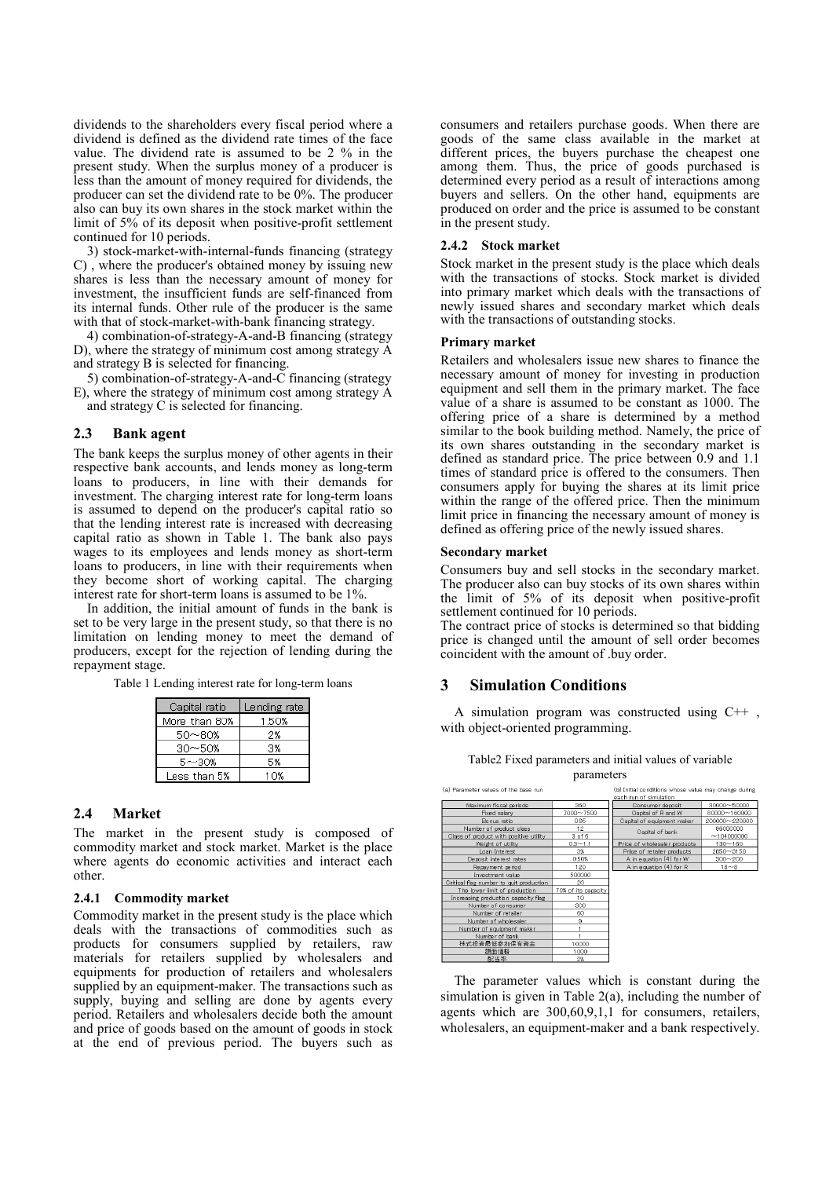dividends to the shareholders every fiscal period where a dividend is defined as the dividend rate times of the face value. The dividend rate is assumed to be 2 % in the present study. When the surplus money of a producer is less than the amount of money required for dividends, the producer can set the dividend rate to be 0%. The producer also can buy its own shares in the stock market within the limit of 5% of its deposit when positive-profit settlement continued for 10 periods.

3) stock-market-with-internal-funds financing (strategy C) , where the producer's obtained money by issuing new shares is less than the necessary amount of money for investment, the insufficient funds are self-financed from its internal funds. Other rule of the producer is the same with that of stock-market-with-bank financing strategy.

4) combination-of-strategy-A-and-B financing (strategy D), where the strategy of minimum cost among strategy A and strategy B is selected for financing.

5) combination-of-strategy-A-and-C financing (strategy E), where the strategy of minimum cost among strategy A and strategy C is selected for financing.

## 2.3 Bank agent

The bank keeps the surplus money of other agents in their respective bank accounts, and lends money as long-term loans to producers, in line with their demands for investment. The charging interest rate for long-term loans is assumed to depend on the producer's capital ratio so that the lending interest rate is increased with decreasing capital ratio as shown in Table 1. The bank also pays wages to its employees and lends money as short-term loans to producers, in line with their requirements when they become short of working capital. The charging interest rate for short-term loans is assumed to be 1%.

In addition, the initial amount of funds in the bank is set to be very large in the present study, so that there is no limitation on lending money to meet the demand of producers, except for the rejection of lending during the repayment stage.

Table 1 Lending interest rate for long-term loans

| Capital ratio | Lending rate |
|---|---|
| More than 80% | 1.50% |
| 50～80% | 2% |
| 30～50% | 3% |
| 5～30% | 5% |
| Less than 5% | 10% |

## 2.4 Market

The market in the present study is composed of commodity market and stock market. Market is the place where agents do economic activities and interact each other.

### 2.4.1 Commodity market

Commodity market in the present study is the place which deals with the transactions of commodities such as products for consumers supplied by retailers, raw materials for retailers supplied by wholesalers and equipments for production of retailers and wholesalers supplied by an equipment-maker. The transactions such as supply, buying and selling are done by agents every period. Retailers and wholesalers decide both the amount and price of goods based on the amount of goods in stock at the end of previous period. The buyers such as consumers and retailers purchase goods. When there are goods of the same class available in the market at different prices, the buyers purchase the cheapest one among them. Thus, the price of goods purchased is determined every period as a result of interactions among buyers and sellers. On the other hand, equipments are produced on order and the price is assumed to be constant in the present study.

### 2.4.2 Stock market

Stock market in the present study is the place which deals with the transactions of stocks. Stock market is divided into primary market which deals with the transactions of newly issued shares and secondary market which deals with the transactions of outstanding stocks.

**Primary market**

Retailers and wholesalers issue new shares to finance the necessary amount of money for investing in production equipment and sell them in the primary market. The face value of a share is assumed to be constant as 1000. The offering price of a share is determined by a method similar to the book building method. Namely, the price of its own shares outstanding in the secondary market is defined as standard price. The price between 0.9 and 1.1 times of standard price is offered to the consumers. Then consumers apply for buying the shares at its limit price within the range of the offered price. Then the minimum limit price in financing the necessary amount of money is defined as offering price of the newly issued shares.

**Secondary market**

Consumers buy and sell stocks in the secondary market. The producer also can buy stocks of its own shares within the limit of 5% of its deposit when positive-profit settlement continued for 10 periods.

The contract price of stocks is determined so that bidding price is changed until the amount of sell order becomes coincident with the amount of .buy order.

# 3 Simulation Conditions

A simulation program was constructed using C++ , with object-oriented programming.

Table2 Fixed parameters and initial values of variable parameters

(a) Parameter values of the base run

| | |
|---|---|
| Maximum fiscal periods | 360 |
| Fixed salary | 7000～7500 |
| Bonus ratio | 0.95 |
| Number of product class | 12 |
| Class of product with positive utility | 3 of 6 |
| Weight of utility | 0.9～1.1 |
| Loan Interest | 3% |
| Deposit interest rates | 0.50% |
| Repayment period | 120 |
| Investment value | 500000 |
| Critical flag number to quit production | 20 |
| The lower limit of production | 70% of its capacity |
| Increasing production capacity flag | 10 |
| Number of consumer | 300 |
| Number of retailer | 60 |
| Number of wholesaler | 9 |
| Number of equipment maker | 1 |
| Number of bank | 1 |
| 株式投資最低参加保有資金 | 10000 |
| 額面価格 | 1000 |
| 配当率 | 2% |

(b) Initial conditions whose value may change during each run of simulation

| | |
|---|---|
| Consumer deposit | 30000～50000 |
| Capital of R and W | 80000～160000 |
| Capital of equipment maker | 200000～220000 |
| Capital of bank | 96000000～104000000 |
| Price of wholesaler products | 130～150 |
| Price of retailer products | 2850～3150 |
| A in equation (4) for W | 300～200 |
| A in equation (4) for R | 18～8 |

The parameter values which is constant during the simulation is given in Table 2(a), including the number of agents which are 300,60,9,1,1 for consumers, retailers, wholesalers, an equipment-maker and a bank respectively.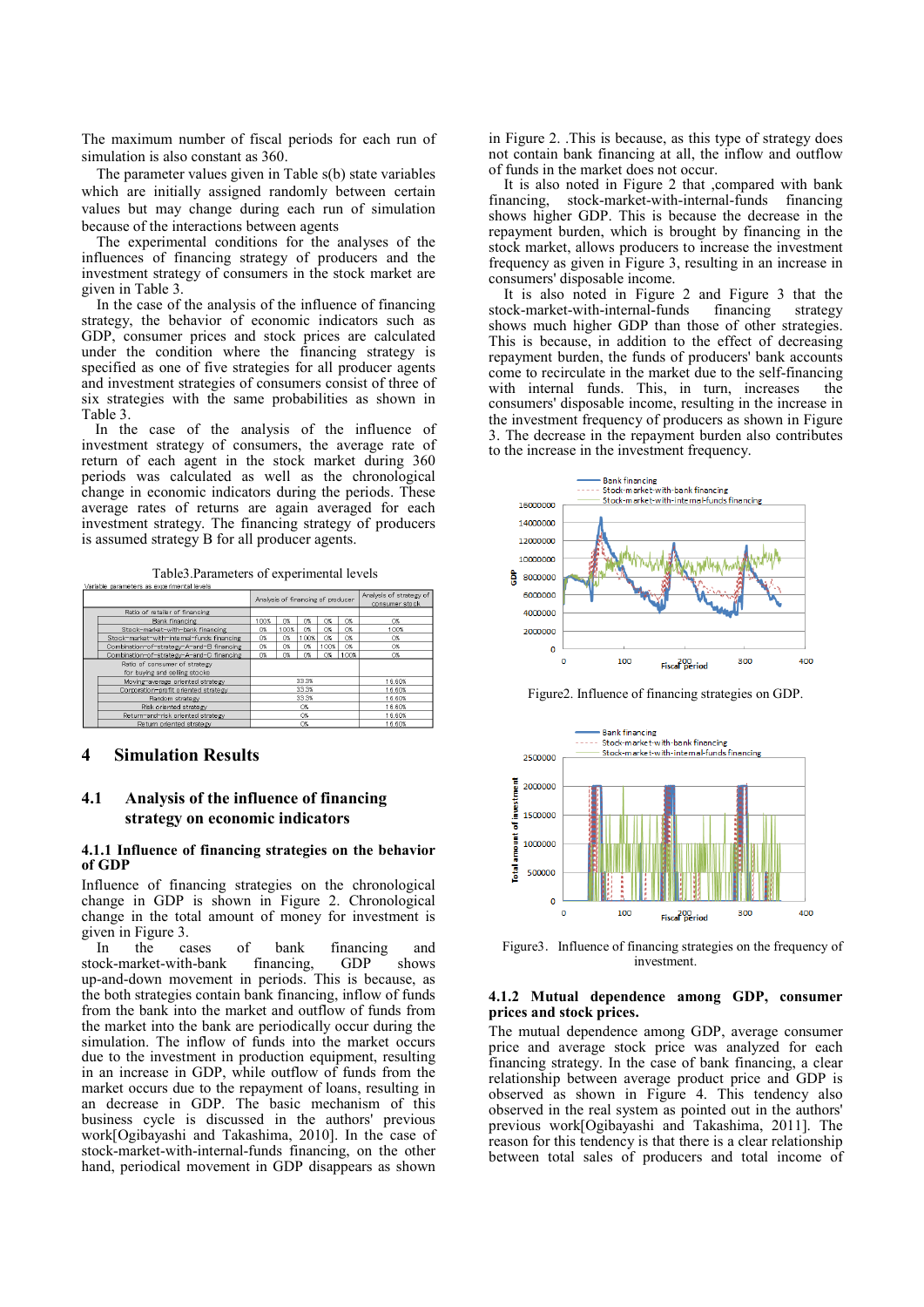The maximum number of fiscal periods for each run of simulation is also constant as 360.

The parameter values given in Table s(b) state variables which are initially assigned randomly between certain values but may change during each run of simulation because of the interactions between agents

The experimental conditions for the analyses of the influences of financing strategy of producers and the investment strategy of consumers in the stock market are given in Table 3.

In the case of the analysis of the influence of financing strategy, the behavior of economic indicators such as GDP, consumer prices and stock prices are calculated under the condition where the financing strategy is specified as one of five strategies for all producer agents and investment strategies of consumers consist of three of six strategies with the same probabilities as shown in Table 3.

In the case of the analysis of the influence of investment strategy of consumers, the average rate of return of each agent in the stock market during 360 periods was calculated as well as the chronological change in economic indicators during the periods. These average rates of returns are again averaged for each investment strategy. The financing strategy of producers is assumed strategy B for all producer agents.

Table3.Parameters of experimental levels

Variable parameters as experimental levels

| | Analysis of financing of producer | | | | | Analysis of strategy of consumer stock |
|---|---|---|---|---|---|---|
| Ratio of retailer of financing | | | | | | |
| Bank financing | 100% | 0% | 0% | 0% | 0% | 0% |
| Stock-market-with-bank financing | 0% | 100% | 0% | 0% | 0% | 100% |
| Stock-market-with-internal-funds financing | 0% | 0% | 100% | 0% | 0% | 0% |
| Combination-of-strategy-A-and-B financing | 0% | 0% | 0% | 100% | 0% | 0% |
| Combination-of-strategy-A-and-C financing | 0% | 0% | 0% | 0% | 100% | 0% |
| Ratio of consumer of strategy for buying and selling stocks | | | | | | |
| Moving-average oriented strategy | 33.3% | | | | | 16.60% |
| Corporation-profit oriented strategy | 33.3% | | | | | 16.60% |
| Random strategy | 33.3% | | | | | 16.60% |
| Risk oriented strategy | 0% | | | | | 16.60% |
| Return-and-risk oriented strategy | 0% | | | | | 16.60% |
| Return oriented strategy | 0% | | | | | 16.60% |

# 4 Simulation Results

## 4.1 Analysis of the influence of financing strategy on economic indicators

### 4.1.1 Influence of financing strategies on the behavior of GDP

Influence of financing strategies on the chronological change in GDP is shown in Figure 2. Chronological change in the total amount of money for investment is given in Figure 3.

In the cases of bank financing and stock-market-with-bank financing, GDP shows up-and-down movement in periods. This is because, as the both strategies contain bank financing, inflow of funds from the bank into the market and outflow of funds from the market into the bank are periodically occur during the simulation. The inflow of funds into the market occurs due to the investment in production equipment, resulting in an increase in GDP, while outflow of funds from the market occurs due to the repayment of loans, resulting in an decrease in GDP. The basic mechanism of this business cycle is discussed in the authors' previous work[Ogibayashi and Takashima, 2010]. In the case of stock-market-with-internal-funds financing, on the other hand, periodical movement in GDP disappears as shown in Figure 2. .This is because, as this type of strategy does not contain bank financing at all, the inflow and outflow of funds in the market does not occur.

It is also noted in Figure 2 that ,compared with bank financing, stock-market-with-internal-funds financing shows higher GDP. This is because the decrease in the repayment burden, which is brought by financing in the stock market, allows producers to increase the investment frequency as given in Figure 3, resulting in an increase in consumers' disposable income.

It is also noted in Figure 2 and Figure 3 that the stock-market-with-internal-funds financing strategy shows much higher GDP than those of other strategies. This is because, in addition to the effect of decreasing repayment burden, the funds of producers' bank accounts come to recirculate in the market due to the self-financing with internal funds. This, in turn, increases the consumers' disposable income, resulting in the increase in the investment frequency of producers as shown in Figure 3. The decrease in the repayment burden also contributes to the increase in the investment frequency.

Figure2. Influence of financing strategies on GDP.

Figure3. Influence of financing strategies on the frequency of investment.

### 4.1.2 Mutual dependence among GDP, consumer prices and stock prices.

The mutual dependence among GDP, average consumer price and average stock price was analyzed for each financing strategy. In the case of bank financing, a clear relationship between average product price and GDP is observed as shown in Figure 4. This tendency also observed in the real system as pointed out in the authors' previous work[Ogibayashi and Takashima, 2011]. The reason for this tendency is that there is a clear relationship between total sales of producers and total income of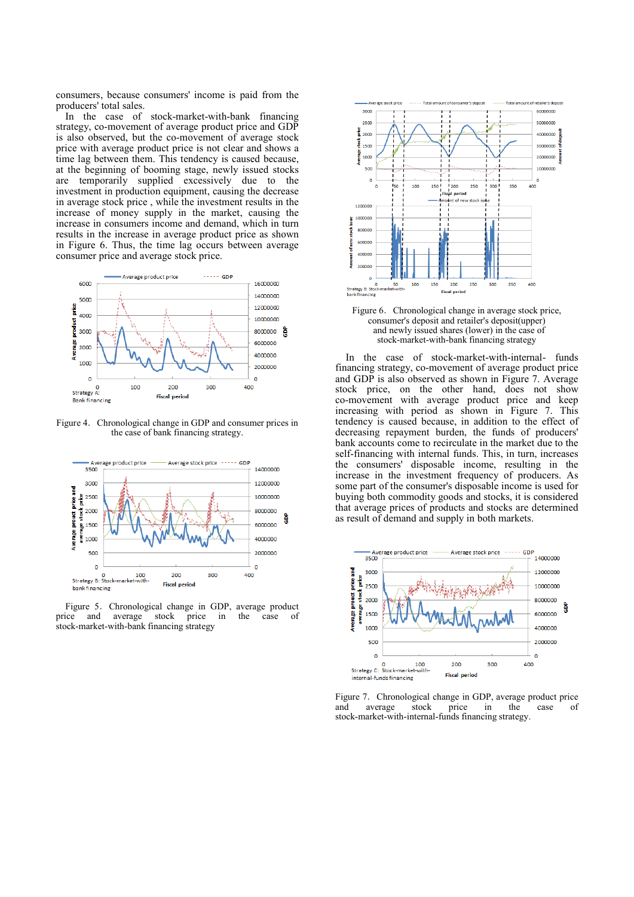consumers, because consumers' income is paid from the producers' total sales.

In the case of stock-market-with-bank financing strategy, co-movement of average product price and GDP is also observed, but the co-movement of average stock price with average product price is not clear and shows a time lag between them. This tendency is caused because, at the beginning of booming stage, newly issued stocks are temporarily supplied excessively due to the investment in production equipment, causing the decrease in average stock price , while the investment results in the increase of money supply in the market, causing the increase in consumers income and demand, which in turn results in the increase in average product price as shown in Figure 6. Thus, the time lag occurs between average consumer price and average stock price.

Figure 4. Chronological change in GDP and consumer prices in the case of bank financing strategy.

Figure 5. Chronological change in GDP, average product price and average stock price in the case of stock-market-with-bank financing strategy

Figure 6. Chronological change in average stock price, consumer's deposit and retailer's deposit(upper) and newly issued shares (lower) in the case of stock-market-with-bank financing strategy

In the case of stock-market-with-internal- funds financing strategy, co-movement of average product price and GDP is also observed as shown in Figure 7. Average stock price, on the other hand, does not show co-movement with average product price and keep increasing with period as shown in Figure 7. This tendency is caused because, in addition to the effect of decreasing repayment burden, the funds of producers' bank accounts come to recirculate in the market due to the self-financing with internal funds. This, in turn, increases the consumers' disposable income, resulting in the increase in the investment frequency of producers. As some part of the consumer's disposable income is used for buying both commodity goods and stocks, it is considered that average prices of products and stocks are determined as result of demand and supply in both markets.

Figure 7. Chronological change in GDP, average product price and average stock price in the case of stock-market-with-internal-funds financing strategy.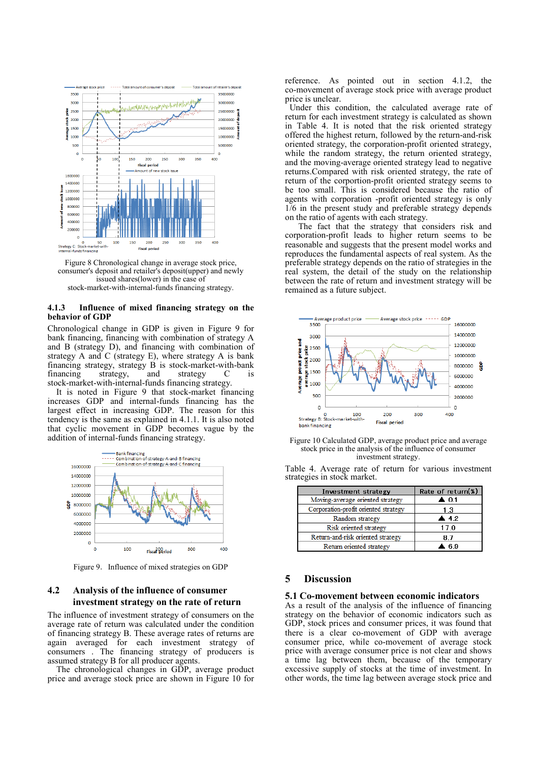Figure 8 Chronological change in average stock price, consumer's deposit and retailer's deposit(upper) and newly issued shares(lower) in the case of stock-market-with-internal-funds financing strategy.

### 4.1.3 Influence of mixed financing strategy on the behavior of GDP

Chronological change in GDP is given in Figure 9 for bank financing, financing with combination of strategy A and B (strategy D), and financing with combination of strategy A and C (strategy E), where strategy A is bank financing strategy, strategy B is stock-market-with-bank financing strategy, and strategy C is stock-market-with-internal-funds financing strategy.

It is noted in Figure 9 that stock-market financing increases GDP and internal-funds financing has the largest effect in increasing GDP. The reason for this tendency is the same as explained in 4.1.1. It is also noted that cyclic movement in GDP becomes vague by the addition of internal-funds financing strategy.

Figure 9. Influence of mixed strategies on GDP

## 4.2 Analysis of the influence of consumer investment strategy on the rate of return

The influence of investment strategy of consumers on the average rate of return was calculated under the condition of financing strategy B. These average rates of returns are again averaged for each investment strategy of consumers . The financing strategy of producers is assumed strategy B for all producer agents.

The chronological changes in GDP, average product price and average stock price are shown in Figure 10 for reference. As pointed out in section 4.1.2, the co-movement of average stock price with average product price is unclear.

Under this condition, the calculated average rate of return for each investment strategy is calculated as shown in Table 4. It is noted that the risk oriented strategy offered the highest return, followed by the return-and-risk oriented strategy, the corporation-profit oriented strategy, while the random strategy, the return oriented strategy, and the moving-average oriented strategy lead to negative returns.Compared with risk oriented strategy, the rate of return of the corportion-profit oriented strategy seems to be too small. This is considered because the ratio of agents with corporation -profit oriented strategy is only 1/6 in the present study and preferable strategy depends on the ratio of agents with each strategy.

The fact that the strategy that considers risk and corporation-profit leads to higher return seems to be reasonable and suggests that the present model works and reproduces the fundamental aspects of real system. As the preferable strategy depends on the ratio of strategies in the real system, the detail of the study on the relationship between the rate of return and investment strategy will be remained as a future subject.

Figure 10 Calculated GDP, average product price and average stock price in the analysis of the influence of consumer investment strategy.

Table 4. Average rate of return for various investment strategies in stock market.

| Investment strategy | Rate of return(%) |
|---|---|
| Moving-average oriented strategy | ▲ 0.1 |
| Corporation-profit oriented strategy | 1.3 |
| Random strategy | ▲ 4.2 |
| Risk oriented strategy | 17.0 |
| Return-and-risk oriented strategy | 8.7 |
| Return oriented strategy | ▲ 6.9 |

# 5 Discussion

## 5.1 Co-movement between economic indicators

As a result of the analysis of the influence of financing strategy on the behavior of economic indicators such as GDP, stock prices and consumer prices, it was found that there is a clear co-movement of GDP with average consumer price, while co-movement of average stock price with average consumer price is not clear and shows a time lag between them, because of the temporary excessive supply of stocks at the time of investment. In other words, the time lag between average stock price and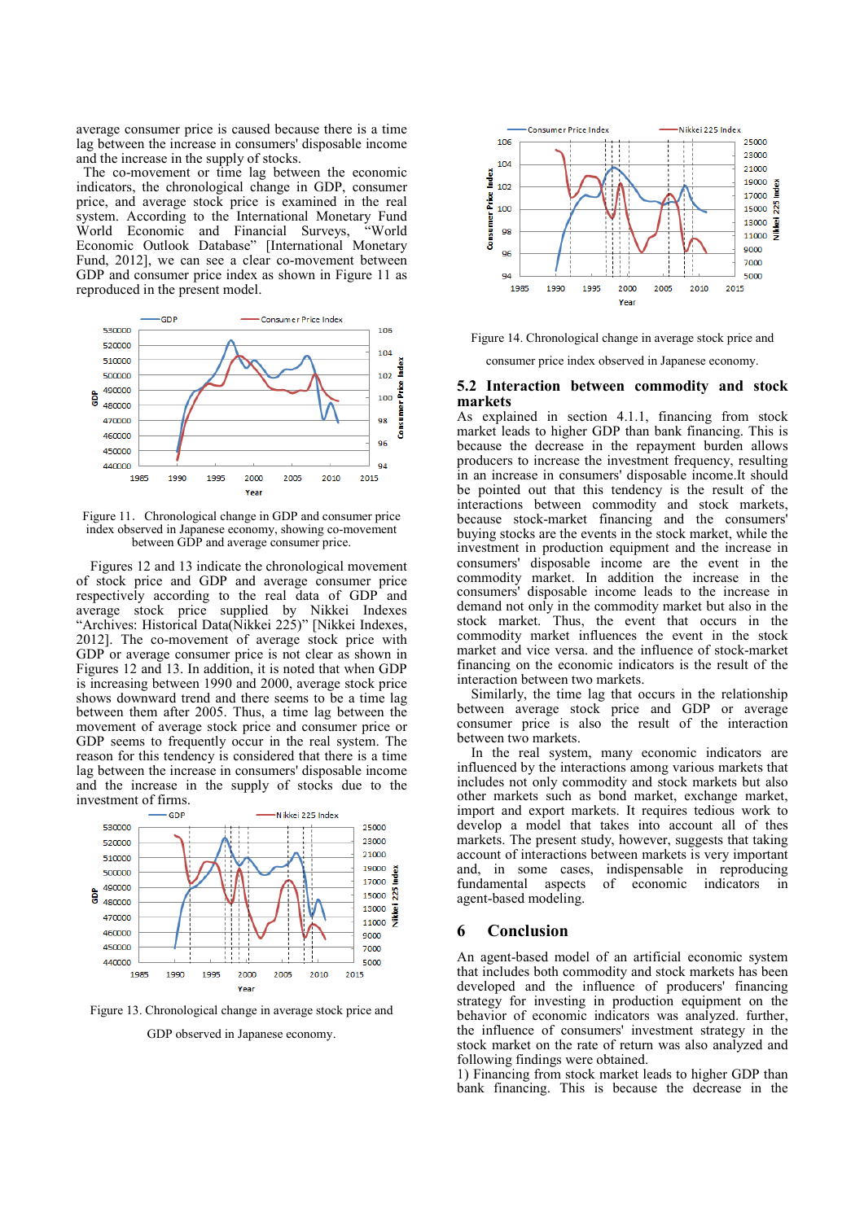average consumer price is caused because there is a time lag between the increase in consumers' disposable income and the increase in the supply of stocks.

The co-movement or time lag between the economic indicators, the chronological change in GDP, consumer price, and average stock price is examined in the real system. According to the International Monetary Fund World Economic and Financial Surveys, "World Economic Outlook Database" [International Monetary Fund, 2012], we can see a clear co-movement between GDP and consumer price index as shown in Figure 11 as reproduced in the present model.

Figure 11. Chronological change in GDP and consumer price index observed in Japanese economy, showing co-movement between GDP and average consumer price.

Figures 12 and 13 indicate the chronological movement of stock price and GDP and average consumer price respectively according to the real data of GDP and average stock price supplied by Nikkei Indexes "Archives: Historical Data(Nikkei 225)" [Nikkei Indexes, 2012]. The co-movement of average stock price with GDP or average consumer price is not clear as shown in Figures 12 and 13. In addition, it is noted that when GDP is increasing between 1990 and 2000, average stock price shows downward trend and there seems to be a time lag between them after 2005. Thus, a time lag between the movement of average stock price and consumer price or GDP seems to frequently occur in the real system. The reason for this tendency is considered that there is a time lag between the increase in consumers' disposable income and the increase in the supply of stocks due to the investment of firms.

Figure 13. Chronological change in average stock price and GDP observed in Japanese economy.

Figure 14. Chronological change in average stock price and consumer price index observed in Japanese economy.

## 5.2 Interaction between commodity and stock markets

As explained in section 4.1.1, financing from stock market leads to higher GDP than bank financing. This is because the decrease in the repayment burden allows producers to increase the investment frequency, resulting in an increase in consumers' disposable income.It should be pointed out that this tendency is the result of the interactions between commodity and stock markets, because stock-market financing and the consumers' buying stocks are the events in the stock market, while the investment in production equipment and the increase in consumers' disposable income are the event in the commodity market. In addition the increase in consumers' disposable income leads to the increase in demand not only in the commodity market but also in the stock market. Thus, the event that occurs in the commodity market influences the event in the stock market and vice versa. and the influence of stock-market financing on the economic indicators is the result of the interaction between two markets.

Similarly, the time lag that occurs in the relationship between average stock price and GDP or average consumer price is also the result of the interaction between two markets.

In the real system, many economic indicators are influenced by the interactions among various markets that includes not only commodity and stock markets but also other markets such as bond market, exchange market, import and export markets. It requires tedious work to develop a model that takes into account all of thes markets. The present study, however, suggests that taking account of interactions between markets is very important and, in some cases, indispensable in reproducing fundamental aspects of economic indicators in agent-based modeling.

# 6 Conclusion

An agent-based model of an artificial economic system that includes both commodity and stock markets has been developed and the influence of producers' financing strategy for investing in production equipment on the behavior of economic indicators was analyzed. further, the influence of consumers' investment strategy in the stock market on the rate of return was also analyzed and following findings were obtained.

1) Financing from stock market leads to higher GDP than bank financing. This is because the decrease in the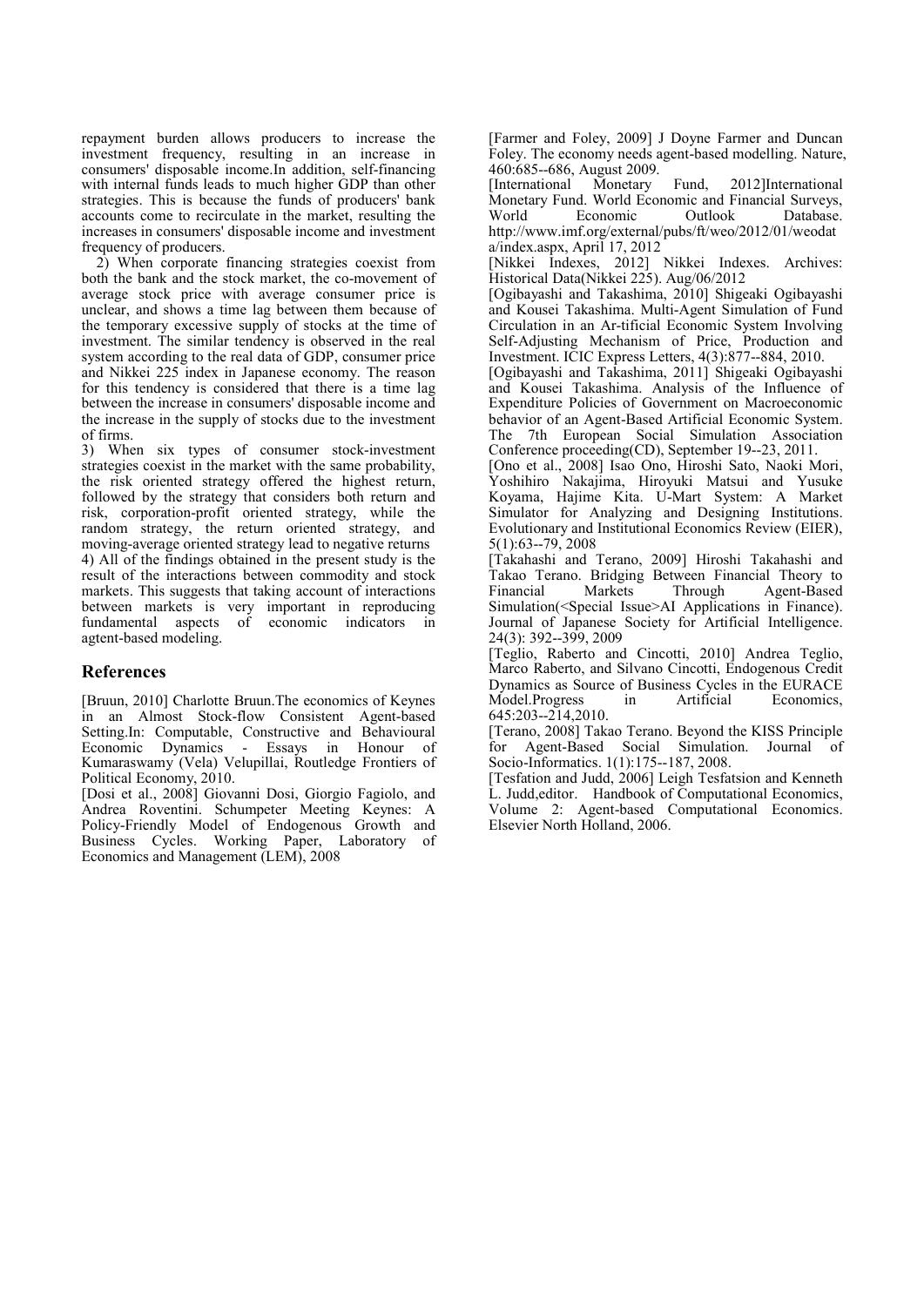repayment burden allows producers to increase the investment frequency, resulting in an increase in consumers' disposable income.In addition, self-financing with internal funds leads to much higher GDP than other strategies. This is because the funds of producers' bank accounts come to recirculate in the market, resulting the increases in consumers' disposable income and investment frequency of producers.

2) When corporate financing strategies coexist from both the bank and the stock market, the co-movement of average stock price with average consumer price is unclear, and shows a time lag between them because of the temporary excessive supply of stocks at the time of investment. The similar tendency is observed in the real system according to the real data of GDP, consumer price and Nikkei 225 index in Japanese economy. The reason for this tendency is considered that there is a time lag between the increase in consumers' disposable income and the increase in the supply of stocks due to the investment of firms.

3) When six types of consumer stock-investment strategies coexist in the market with the same probability, the risk oriented strategy offered the highest return, followed by the strategy that considers both return and risk, corporation-profit oriented strategy, while the random strategy, the return oriented strategy, and moving-average oriented strategy lead to negative returns

4) All of the findings obtained in the present study is the result of the interactions between commodity and stock markets. This suggests that taking account of interactions between markets is very important in reproducing fundamental aspects of economic indicators in agtent-based modeling.

## References

[Bruun, 2010] Charlotte Bruun.The economics of Keynes in an Almost Stock-flow Consistent Agent-based Setting.In: Computable, Constructive and Behavioural Economic Dynamics - Essays in Honour of Kumaraswamy (Vela) Velupillai, Routledge Frontiers of Political Economy, 2010.

[Dosi et al., 2008] Giovanni Dosi, Giorgio Fagiolo, and Andrea Roventini. Schumpeter Meeting Keynes: A Policy-Friendly Model of Endogenous Growth and Business Cycles. Working Paper, Laboratory of Economics and Management (LEM), 2008

[Farmer and Foley, 2009] J Doyne Farmer and Duncan Foley. The economy needs agent-based modelling. Nature, 460:685--686, August 2009.

[International Monetary Fund, 2012]International Monetary Fund. World Economic and Financial Surveys, World Economic Outlook Database. http://www.imf.org/external/pubs/ft/weo/2012/01/weodata/index.aspx, April 17, 2012

[Nikkei Indexes, 2012] Nikkei Indexes. Archives: Historical Data(Nikkei 225). Aug/06/2012

[Ogibayashi and Takashima, 2010] Shigeaki Ogibayashi and Kousei Takashima. Multi-Agent Simulation of Fund Circulation in an Ar-tificial Economic System Involving Self-Adjusting Mechanism of Price, Production and Investment. ICIC Express Letters, 4(3):877--884, 2010.

[Ogibayashi and Takashima, 2011] Shigeaki Ogibayashi and Kousei Takashima. Analysis of the Influence of Expenditure Policies of Government on Macroeconomic behavior of an Agent-Based Artificial Economic System. The 7th European Social Simulation Association Conference proceeding(CD), September 19--23, 2011.

[Ono et al., 2008] Isao Ono, Hiroshi Sato, Naoki Mori, Yoshihiro Nakajima, Hiroyuki Matsui and Yusuke Koyama, Hajime Kita. U-Mart System: A Market Simulator for Analyzing and Designing Institutions. Evolutionary and Institutional Economics Review (EIER), 5(1):63--79, 2008

[Takahashi and Terano, 2009] Hiroshi Takahashi and Takao Terano. Bridging Between Financial Theory to Financial Markets Through Agent-Based Simulation(<Special Issue>AI Applications in Finance). Journal of Japanese Society for Artificial Intelligence. 24(3): 392--399, 2009

[Teglio, Raberto and Cincotti, 2010] Andrea Teglio, Marco Raberto, and Silvano Cincotti, Endogenous Credit Dynamics as Source of Business Cycles in the EURACE Model.Progress in Artificial Economics, 645:203--214,2010.

[Terano, 2008] Takao Terano. Beyond the KISS Principle for Agent-Based Social Simulation. Journal of Socio-Informatics. 1(1):175--187, 2008.

[Tesfation and Judd, 2006] Leigh Tesfatsion and Kenneth L. Judd,editor. Handbook of Computational Economics, Volume 2: Agent-based Computational Economics. Elsevier North Holland, 2006.